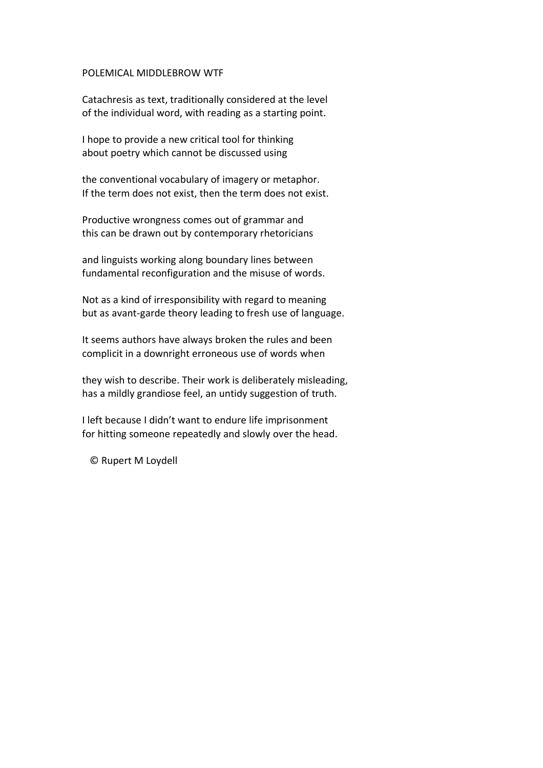# POLEMICAL MIDDLEBROW WTF

Catachresis as text, traditionally considered at the level  
of the individual word, with reading as a starting point.

I hope to provide a new critical tool for thinking  
about poetry which cannot be discussed using

the conventional vocabulary of imagery or metaphor.  
If the term does not exist, then the term does not exist.

Productive wrongness comes out of grammar and  
this can be drawn out by contemporary rhetoricians

and linguists working along boundary lines between  
fundamental reconfiguration and the misuse of words.

Not as a kind of irresponsibility with regard to meaning  
but as avant-garde theory leading to fresh use of language.

It seems authors have always broken the rules and been  
complicit in a downright erroneous use of words when

they wish to describe. Their work is deliberately misleading,  
has a mildly grandiose feel, an untidy suggestion of truth.

I left because I didn't want to endure life imprisonment  
for hitting someone repeatedly and slowly over the head.

© Rupert M Loydell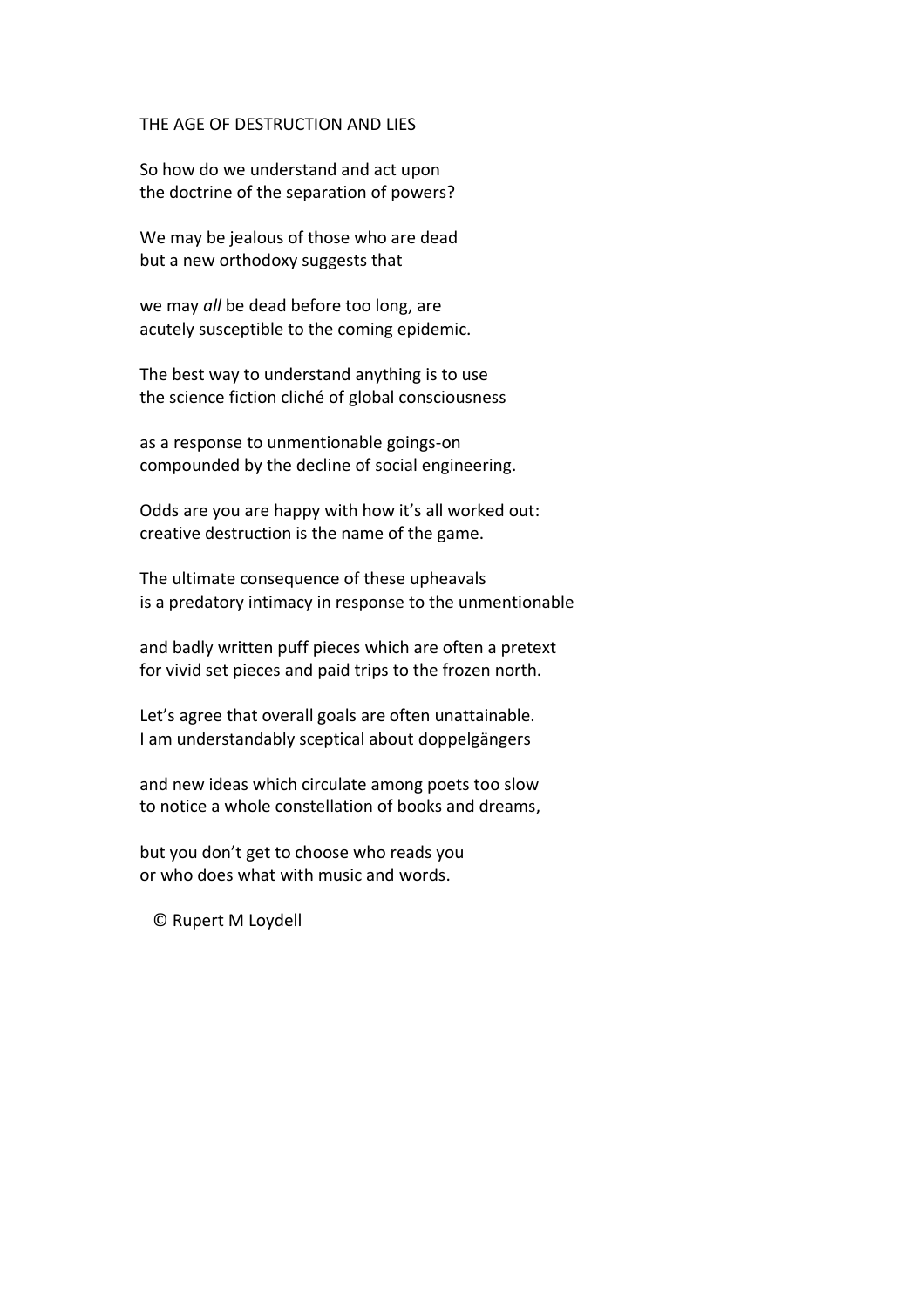# THE AGE OF DESTRUCTION AND LIES

So how do we understand and act upon
the doctrine of the separation of powers?

We may be jealous of those who are dead
but a new orthodoxy suggests that

we may *all* be dead before too long, are
acutely susceptible to the coming epidemic.

The best way to understand anything is to use
the science fiction cliché of global consciousness

as a response to unmentionable goings-on
compounded by the decline of social engineering.

Odds are you are happy with how it's all worked out:
creative destruction is the name of the game.

The ultimate consequence of these upheavals
is a predatory intimacy in response to the unmentionable

and badly written puff pieces which are often a pretext
for vivid set pieces and paid trips to the frozen north.

Let's agree that overall goals are often unattainable.
I am understandably sceptical about doppelgängers

and new ideas which circulate among poets too slow
to notice a whole constellation of books and dreams,

but you don't get to choose who reads you
or who does what with music and words.

© Rupert M Loydell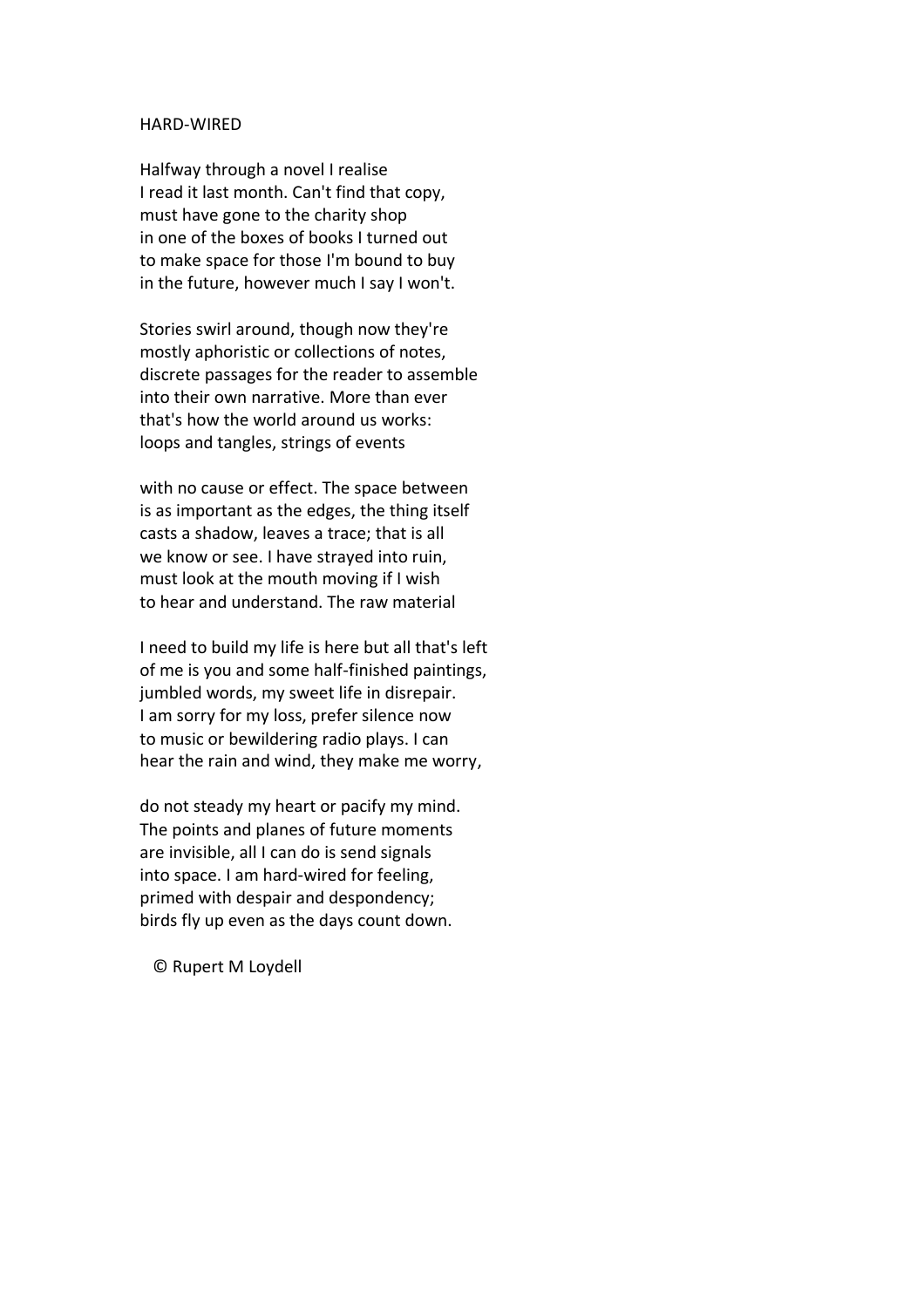# HARD-WIRED

Halfway through a novel I realise  
I read it last month. Can't find that copy,  
must have gone to the charity shop  
in one of the boxes of books I turned out  
to make space for those I'm bound to buy  
in the future, however much I say I won't.

Stories swirl around, though now they're  
mostly aphoristic or collections of notes,  
discrete passages for the reader to assemble  
into their own narrative. More than ever  
that's how the world around us works:  
loops and tangles, strings of events

with no cause or effect. The space between  
is as important as the edges, the thing itself  
casts a shadow, leaves a trace; that is all  
we know or see. I have strayed into ruin,  
must look at the mouth moving if I wish  
to hear and understand. The raw material

I need to build my life is here but all that's left  
of me is you and some half-finished paintings,  
jumbled words, my sweet life in disrepair.  
I am sorry for my loss, prefer silence now  
to music or bewildering radio plays. I can  
hear the rain and wind, they make me worry,

do not steady my heart or pacify my mind.  
The points and planes of future moments  
are invisible, all I can do is send signals  
into space. I am hard-wired for feeling,  
primed with despair and despondency;  
birds fly up even as the days count down.

© Rupert M Loydell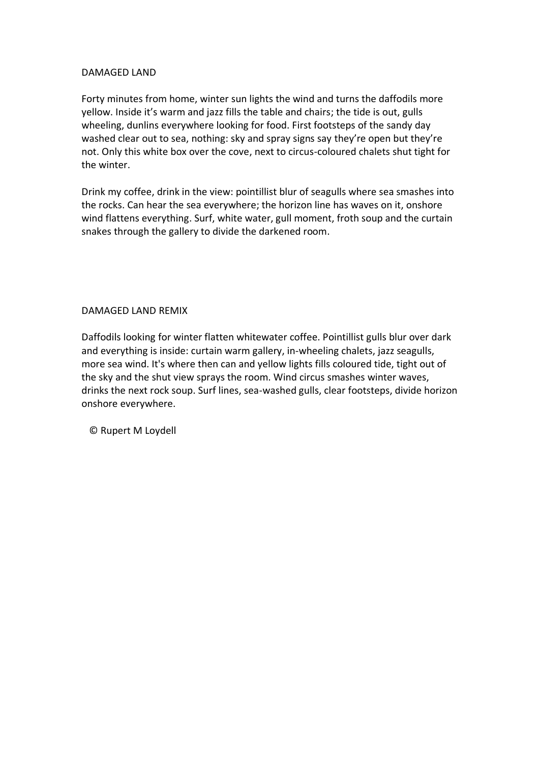## DAMAGED LAND

Forty minutes from home, winter sun lights the wind and turns the daffodils more yellow. Inside it's warm and jazz fills the table and chairs; the tide is out, gulls wheeling, dunlins everywhere looking for food. First footsteps of the sandy day washed clear out to sea, nothing: sky and spray signs say they're open but they're not. Only this white box over the cove, next to circus-coloured chalets shut tight for the winter.

Drink my coffee, drink in the view: pointillist blur of seagulls where sea smashes into the rocks. Can hear the sea everywhere; the horizon line has waves on it, onshore wind flattens everything. Surf, white water, gull moment, froth soup and the curtain snakes through the gallery to divide the darkened room.

## DAMAGED LAND REMIX

Daffodils looking for winter flatten whitewater coffee. Pointillist gulls blur over dark and everything is inside: curtain warm gallery, in-wheeling chalets, jazz seagulls, more sea wind. It's where then can and yellow lights fills coloured tide, tight out of the sky and the shut view sprays the room. Wind circus smashes winter waves, drinks the next rock soup. Surf lines, sea-washed gulls, clear footsteps, divide horizon onshore everywhere.

© Rupert M Loydell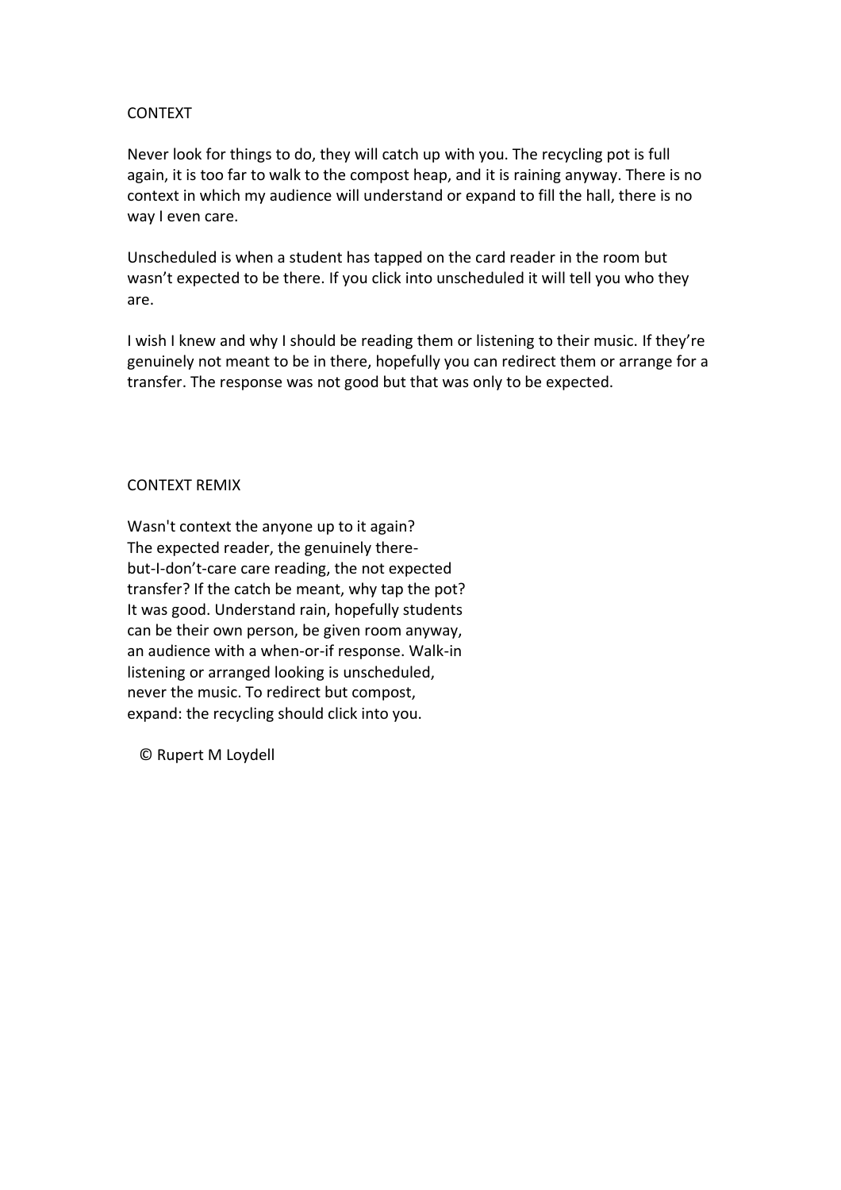# CONTEXT

Never look for things to do, they will catch up with you. The recycling pot is full again, it is too far to walk to the compost heap, and it is raining anyway. There is no context in which my audience will understand or expand to fill the hall, there is no way I even care.

Unscheduled is when a student has tapped on the card reader in the room but wasn't expected to be there. If you click into unscheduled it will tell you who they are.

I wish I knew and why I should be reading them or listening to their music. If they're genuinely not meant to be in there, hopefully you can redirect them or arrange for a transfer. The response was not good but that was only to be expected.

# CONTEXT REMIX

Wasn't context the anyone up to it again?  
The expected reader, the genuinely there-  
but-I-don't-care care reading, the not expected  
transfer? If the catch be meant, why tap the pot?  
It was good. Understand rain, hopefully students  
can be their own person, be given room anyway,  
an audience with a when-or-if response. Walk-in  
listening or arranged looking is unscheduled,  
never the music. To redirect but compost,  
expand: the recycling should click into you.

© Rupert M Loydell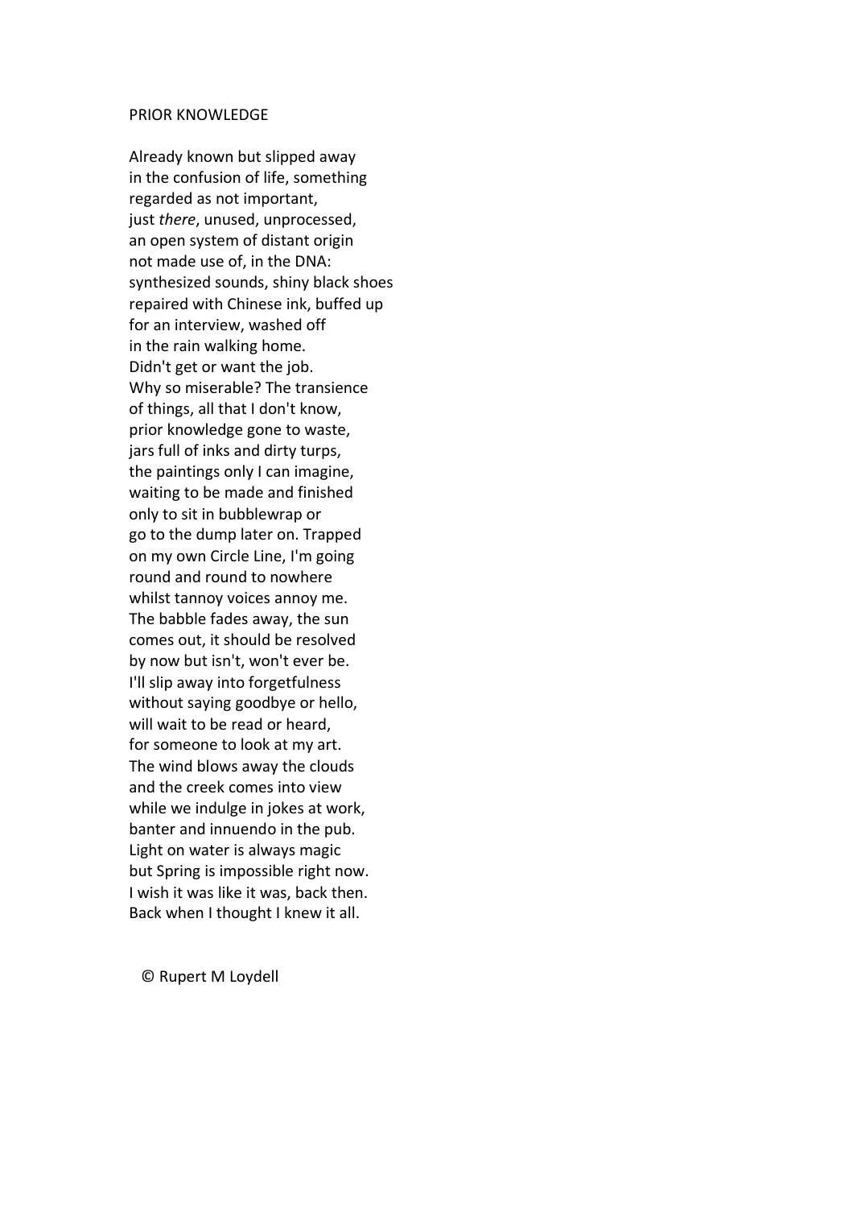PRIOR KNOWLEDGE

Already known but slipped away  
in the confusion of life, something  
regarded as not important,  
just *there*, unused, unprocessed,  
an open system of distant origin  
not made use of, in the DNA:  
synthesized sounds, shiny black shoes  
repaired with Chinese ink, buffed up  
for an interview, washed off  
in the rain walking home.  
Didn't get or want the job.  
Why so miserable? The transience  
of things, all that I don't know,  
prior knowledge gone to waste,  
jars full of inks and dirty turps,  
the paintings only I can imagine,  
waiting to be made and finished  
only to sit in bubblewrap or  
go to the dump later on. Trapped  
on my own Circle Line, I'm going  
round and round to nowhere  
whilst tannoy voices annoy me.  
The babble fades away, the sun  
comes out, it should be resolved  
by now but isn't, won't ever be.  
I'll slip away into forgetfulness  
without saying goodbye or hello,  
will wait to be read or heard,  
for someone to look at my art.  
The wind blows away the clouds  
and the creek comes into view  
while we indulge in jokes at work,  
banter and innuendo in the pub.  
Light on water is always magic  
but Spring is impossible right now.  
I wish it was like it was, back then.  
Back when I thought I knew it all.

© Rupert M Loydell